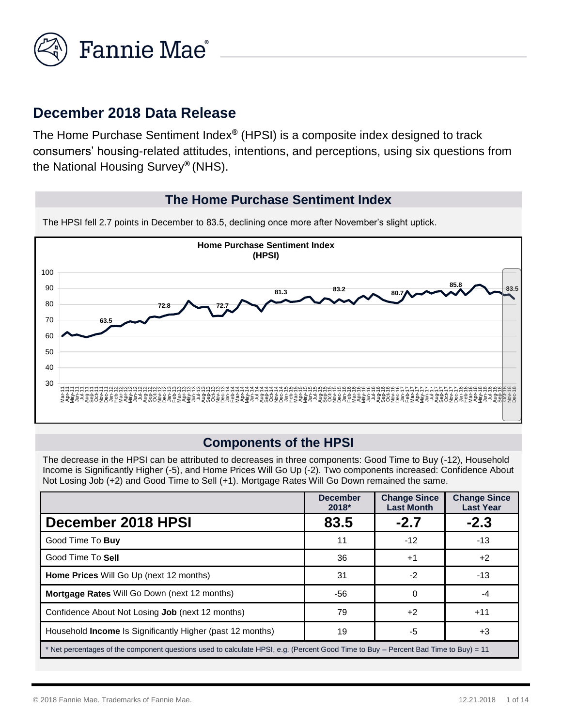## December 2018 Data Release

The Home Purchase Sentiment Index® (HPSI) is a composite index designed to track consumers' housing-related attitudes, intentions, and perceptions, using six questions from the National Housing Survey® (NHS).

### The Home Purchase Sentiment Index

The HPSI fell 2.7 points in December to 83.5, declining once more after November's slight uptick.

### Components of the HPSI

The decrease in the HPSI can be attributed to decreases in three components: Good Time to Buy (-12), Household Income is Significantly Higher (-5), and Home Prices Will Go Up (-2). Two components increased: Confidence About Not Losing Job (+2) and Good Time to Sell (+1). Mortgage Rates Will Go Down remained the same.

| | December 2018* | Change Since Last Month | Change Since Last Year |
|---|---|---|---|
| **December 2018 HPSI** | **83.5** | **-2.7** | **-2.3** |
| Good Time To **Buy** | 11 | -12 | -13 |
| Good Time To **Sell** | 36 | +1 | +2 |
| **Home Prices** Will Go Up (next 12 months) | 31 | -2 | -13 |
| **Mortgage Rates** Will Go Down (next 12 months) | -56 | 0 | -4 |
| Confidence About Not Losing **Job** (next 12 months) | 79 | +2 | +11 |
| Household **Income** Is Significantly Higher (past 12 months) | 19 | -5 | +3 |

* Net percentages of the component questions used to calculate HPSI, e.g. (Percent Good Time to Buy – Percent Bad Time to Buy) = 11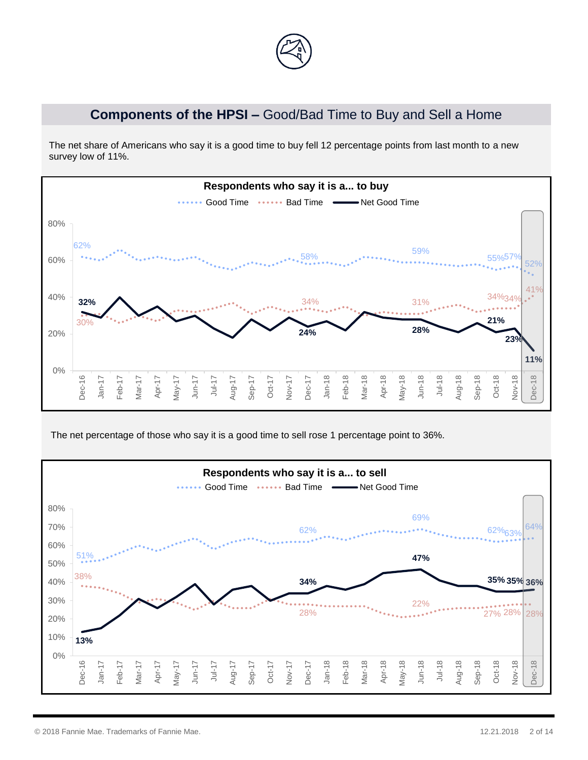## **Components of the HPSI –** Good/Bad Time to Buy and Sell a Home

The net share of Americans who say it is a good time to buy fell 12 percentage points from last month to a new survey low of 11%.

**Respondents who say it is a... to buy**

Good Time · Bad Time · Net Good Time

| | Dec-16 | Dec-17 | Jun-18 | Oct-18 | Nov-18 | Dec-18 |
|---|---|---|---|---|---|---|
| Good Time | 62% | 58% | 59% | 55% | 57% | 52% |
| Bad Time | 30% | 34% | 31% | 34% | 34% | 41% |
| Net Good Time | 32% | 24% | 28% | 21% | 23% | 11% |

The net percentage of those who say it is a good time to sell rose 1 percentage point to 36%.

**Respondents who say it is a... to sell**

Good Time · Bad Time · Net Good Time

| | Dec-16 | Dec-17 | Jun-18 | Oct-18 | Nov-18 | Dec-18 |
|---|---|---|---|---|---|---|
| Good Time | 51% | 62% | 69% | 62% | 63% | 64% |
| Bad Time | 38% | 28% | 22% | 27% | 28% | 28% |
| Net Good Time | 13% | 34% | 47% | 35% | 35% | 36% |

© 2018 Fannie Mae. Trademarks of Fannie Mae.

12.21.2018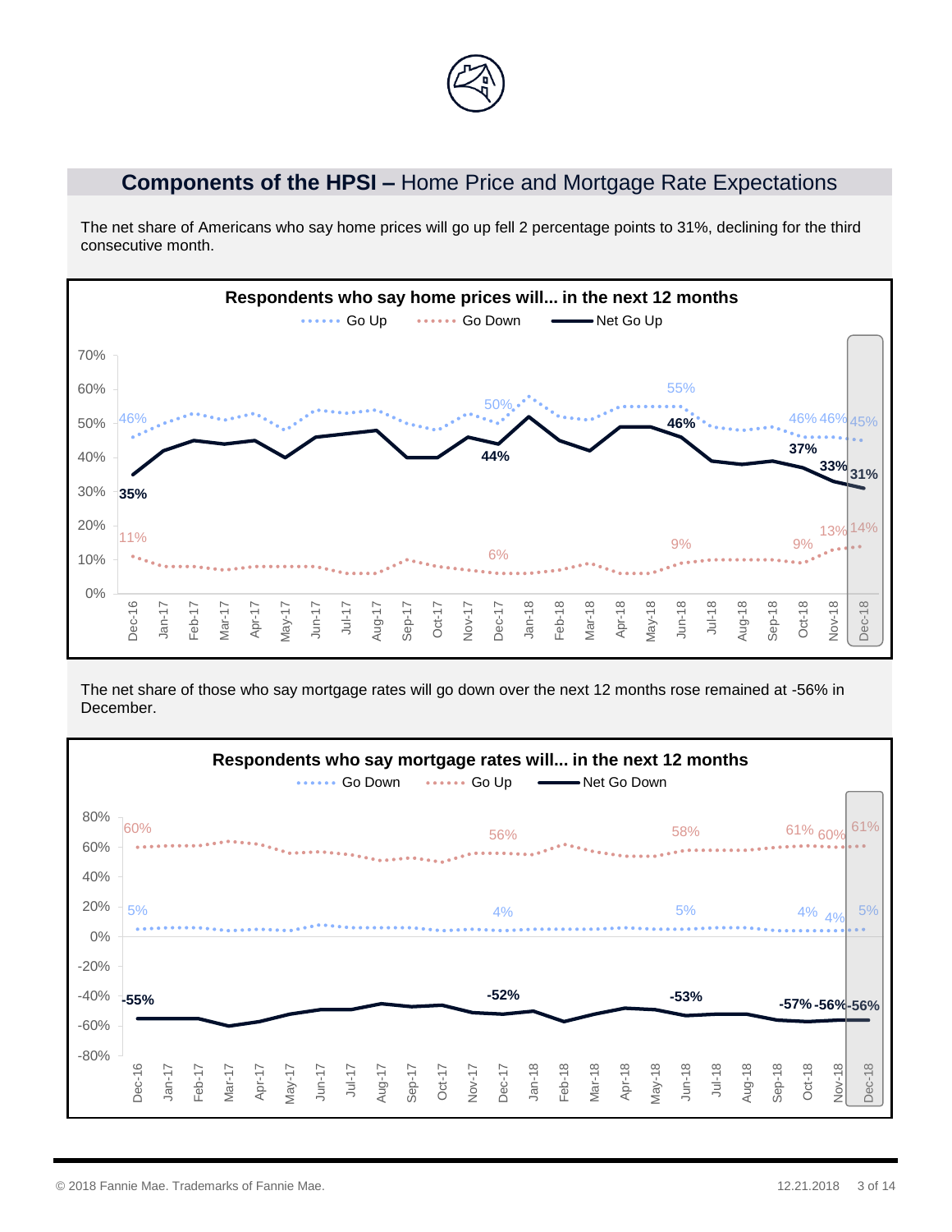## **Components of the HPSI –** Home Price and Mortgage Rate Expectations

The net share of Americans who say home prices will go up fell 2 percentage points to 31%, declining for the third consecutive month.

**Respondents who say home prices will... in the next 12 months**

Go Up | Go Down | Net Go Up

| | Dec-16 | Dec-17 | Jun-18 | Oct-18 | Nov-18 | Dec-18 |
|---|---|---|---|---|---|---|
| Go Up | 46% | 50% | 55% | 46% | 46% | 45% |
| Go Down | 11% | 6% | 9% | 9% | 13% | 14% |
| Net Go Up | 35% | 44% | 46% | 37% | 33% | 31% |

The net share of those who say mortgage rates will go down over the next 12 months rose remained at -56% in December.

**Respondents who say mortgage rates will... in the next 12 months**

Go Down | Go Up | Net Go Down

| | Dec-16 | Dec-17 | Jun-18 | Oct-18 | Nov-18 | Dec-18 |
|---|---|---|---|---|---|---|
| Go Down | 5% | 4% | 5% | 4% | 4% | 5% |
| Go Up | 60% | 56% | 58% | 61% | 60% | 61% |
| Net Go Down | -55% | -52% | -53% | -57% | -56% | -56% |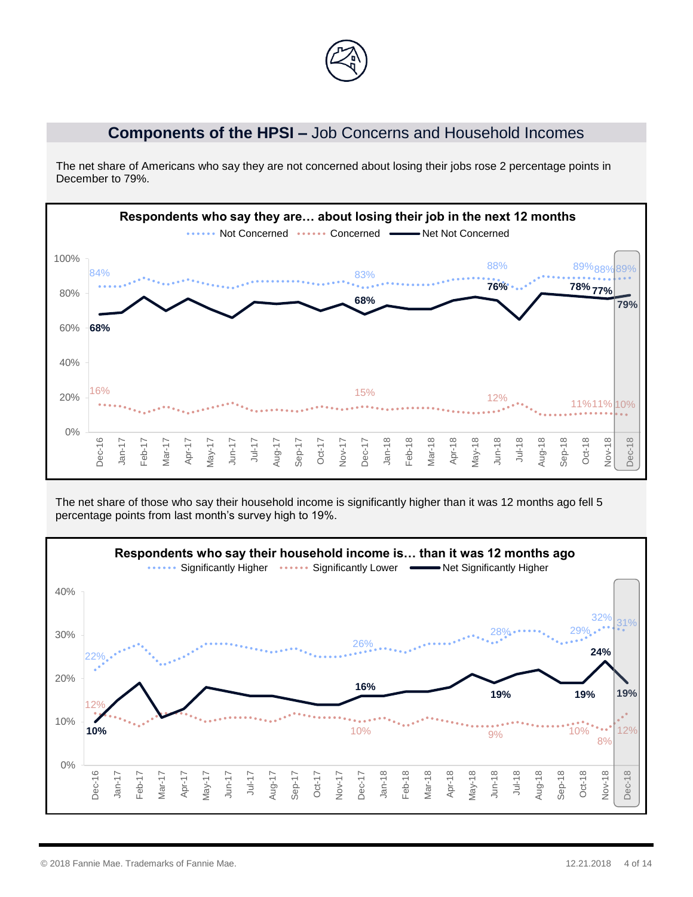## **Components of the HPSI –** Job Concerns and Household Incomes

The net share of Americans who say they are not concerned about losing their jobs rose 2 percentage points in December to 79%.

**Respondents who say they are… about losing their job in the next 12 months**

The net share of those who say their household income is significantly higher than it was 12 months ago fell 5 percentage points from last month's survey high to 19%.

**Respondents who say their household income is… than it was 12 months ago**

© 2018 Fannie Mae. Trademarks of Fannie Mae.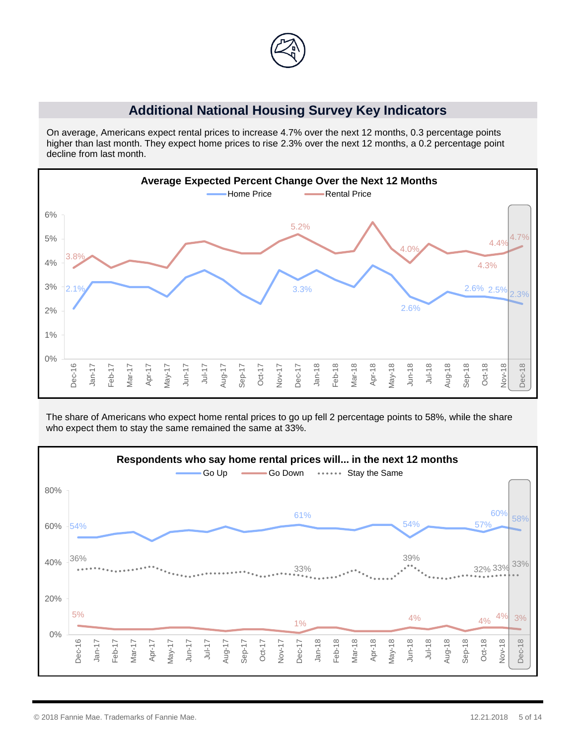## Additional National Housing Survey Key Indicators

On average, Americans expect rental prices to increase 4.7% over the next 12 months, 0.3 percentage points higher than last month. They expect home prices to rise 2.3% over the next 12 months, a 0.2 percentage point decline from last month.

**Average Expected Percent Change Over the Next 12 Months**

The share of Americans who expect home rental prices to go up fell 2 percentage points to 58%, while the share who expect them to stay the same remained the same at 33%.

**Respondents who say home rental prices will... in the next 12 months**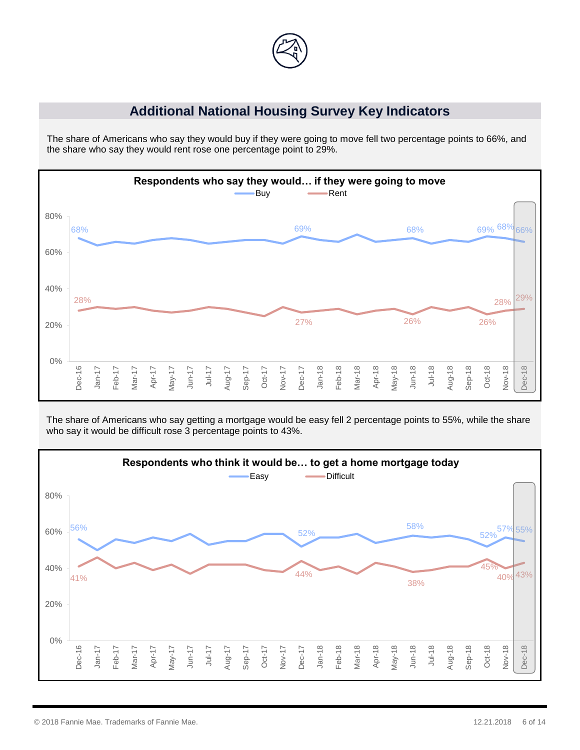## Additional National Housing Survey Key Indicators

The share of Americans who say they would buy if they were going to move fell two percentage points to 66%, and the share who say they would rent rose one percentage point to 29%.

**Respondents who say they would… if they were going to move**

The share of Americans who say getting a mortgage would be easy fell 2 percentage points to 55%, while the share who say it would be difficult rose 3 percentage points to 43%.

**Respondents who think it would be… to get a home mortgage today**

© 2018 Fannie Mae. Trademarks of Fannie Mae.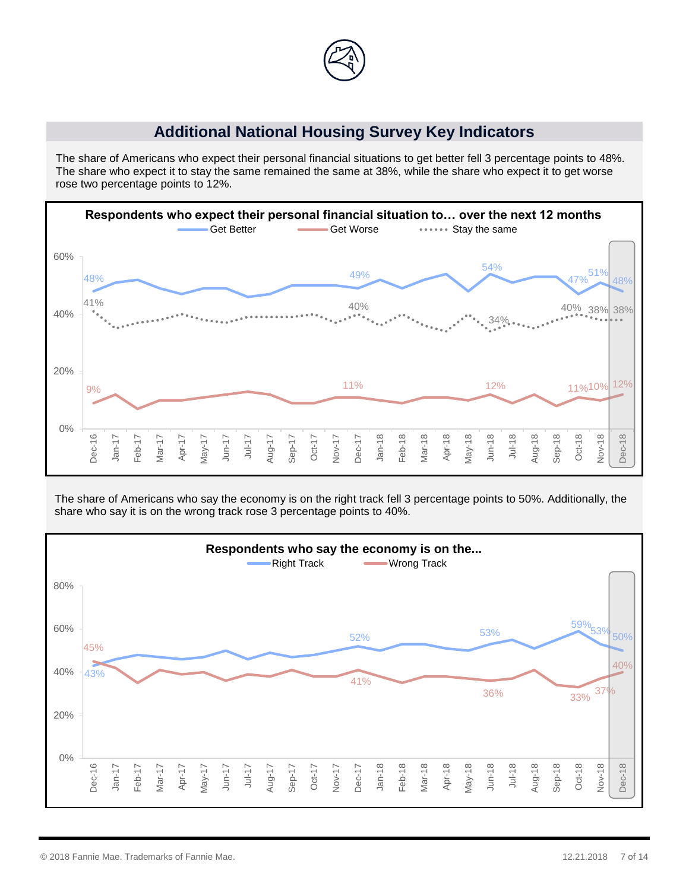## Additional National Housing Survey Key Indicators

The share of Americans who expect their personal financial situations to get better fell 3 percentage points to 48%. The share who expect it to stay the same remained the same at 38%, while the share who expect it to get worse rose two percentage points to 12%.

**Respondents who expect their personal financial situation to… over the next 12 months**

Get Better | Get Worse | Stay the same

60% | 40% | 20% | 0%

48% 49% 54% 47% 51% 48%

41% 40% 34% 40% 38% 38%

9% 11% 12% 11% 10% 12%

Dec-16 Jan-17 Feb-17 Mar-17 Apr-17 May-17 Jun-17 Jul-17 Aug-17 Sep-17 Oct-17 Nov-17 Dec-17 Jan-18 Feb-18 Mar-18 Apr-18 May-18 Jun-18 Jul-18 Aug-18 Sep-18 Oct-18 Nov-18 Dec-18

The share of Americans who say the economy is on the right track fell 3 percentage points to 50%. Additionally, the share who say it is on the wrong track rose 3 percentage points to 40%.

**Respondents who say the economy is on the...**

Right Track | Wrong Track

80% | 60% | 40% | 20% | 0%

43% 52% 53% 59% 53% 50%

45% 41% 36% 33% 37% 40%

Dec-16 Jan-17 Feb-17 Mar-17 Apr-17 May-17 Jun-17 Jul-17 Aug-17 Sep-17 Oct-17 Nov-17 Dec-17 Jan-18 Feb-18 Mar-18 Apr-18 May-18 Jun-18 Jul-18 Aug-18 Sep-18 Oct-18 Nov-18 Dec-18

© 2018 Fannie Mae. Trademarks of Fannie Mae.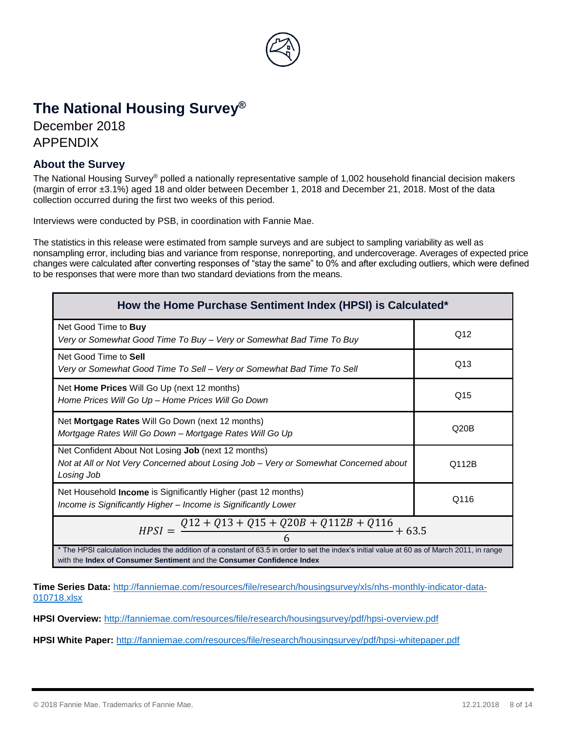# The National Housing Survey®

December 2018

APPENDIX

## About the Survey

The National Housing Survey® polled a nationally representative sample of 1,002 household financial decision makers (margin of error ±3.1%) aged 18 and older between December 1, 2018 and December 21, 2018. Most of the data collection occurred during the first two weeks of this period.

Interviews were conducted by PSB, in coordination with Fannie Mae.

The statistics in this release were estimated from sample surveys and are subject to sampling variability as well as nonsampling error, including bias and variance from response, nonreporting, and undercoverage. Averages of expected price changes were calculated after converting responses of "stay the same" to 0% and after excluding outliers, which were defined to be responses that were more than two standard deviations from the means.

| How the Home Purchase Sentiment Index (HPSI) is Calculated* | |
|---|---|
| Net Good Time to **Buy**<br>*Very or Somewhat Good Time To Buy – Very or Somewhat Bad Time To Buy* | Q12 |
| Net Good Time to **Sell**<br>*Very or Somewhat Good Time To Sell – Very or Somewhat Bad Time To Sell* | Q13 |
| Net **Home Prices** Will Go Up (next 12 months)<br>*Home Prices Will Go Up – Home Prices Will Go Down* | Q15 |
| Net **Mortgage Rates** Will Go Down (next 12 months)<br>*Mortgage Rates Will Go Down – Mortgage Rates Will Go Up* | Q20B |
| Net Confident About Not Losing **Job** (next 12 months)<br>*Not at All or Not Very Concerned about Losing Job – Very or Somewhat Concerned about Losing Job* | Q112B |
| Net Household **Income** is Significantly Higher (past 12 months)<br>*Income is Significantly Higher – Income is Significantly Lower* | Q116 |

$$HPSI = \frac{Q12 + Q13 + Q15 + Q20B + Q112B + Q116}{6} + 63.5$$

* The HPSI calculation includes the addition of a constant of 63.5 in order to set the index's initial value at 60 as of March 2011, in range with the **Index of Consumer Sentiment** and the **Consumer Confidence Index**

**Time Series Data:** http://fanniemae.com/resources/file/research/housingsurvey/xls/nhs-monthly-indicator-data-010718.xlsx

**HPSI Overview:** http://fanniemae.com/resources/file/research/housingsurvey/pdf/hpsi-overview.pdf

**HPSI White Paper:** http://fanniemae.com/resources/file/research/housingsurvey/pdf/hpsi-whitepaper.pdf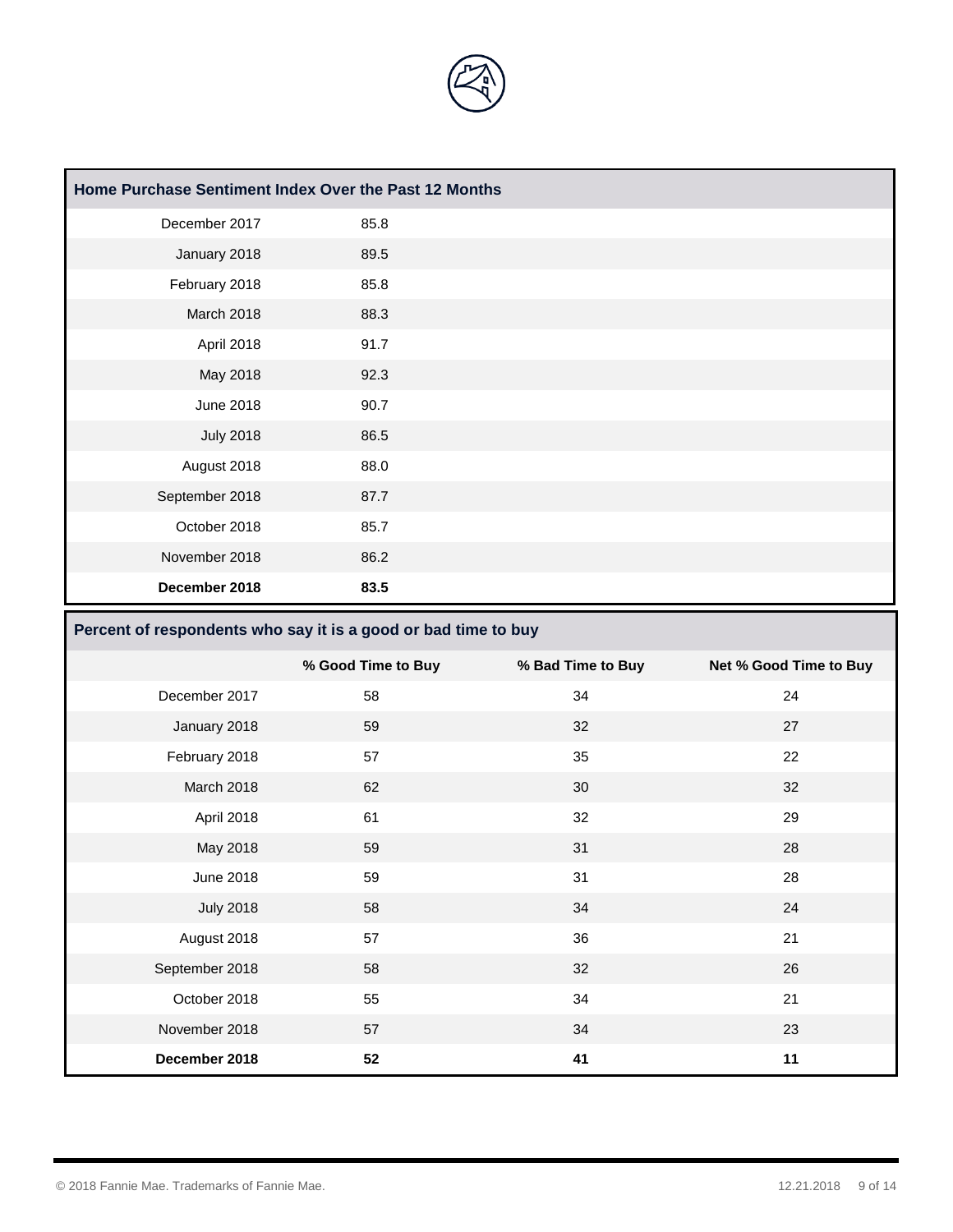| Home Purchase Sentiment Index Over the Past 12 Months | |
|---|---|
| December 2017 | 85.8 |
| January 2018 | 89.5 |
| February 2018 | 85.8 |
| March 2018 | 88.3 |
| April 2018 | 91.7 |
| May 2018 | 92.3 |
| June 2018 | 90.7 |
| July 2018 | 86.5 |
| August 2018 | 88.0 |
| September 2018 | 87.7 |
| October 2018 | 85.7 |
| November 2018 | 86.2 |
| **December 2018** | **83.5** |

**Percent of respondents who say it is a good or bad time to buy**

| | % Good Time to Buy | % Bad Time to Buy | Net % Good Time to Buy |
|---|---|---|---|
| December 2017 | 58 | 34 | 24 |
| January 2018 | 59 | 32 | 27 |
| February 2018 | 57 | 35 | 22 |
| March 2018 | 62 | 30 | 32 |
| April 2018 | 61 | 32 | 29 |
| May 2018 | 59 | 31 | 28 |
| June 2018 | 59 | 31 | 28 |
| July 2018 | 58 | 34 | 24 |
| August 2018 | 57 | 36 | 21 |
| September 2018 | 58 | 32 | 26 |
| October 2018 | 55 | 34 | 21 |
| November 2018 | 57 | 34 | 23 |
| **December 2018** | **52** | **41** | **11** |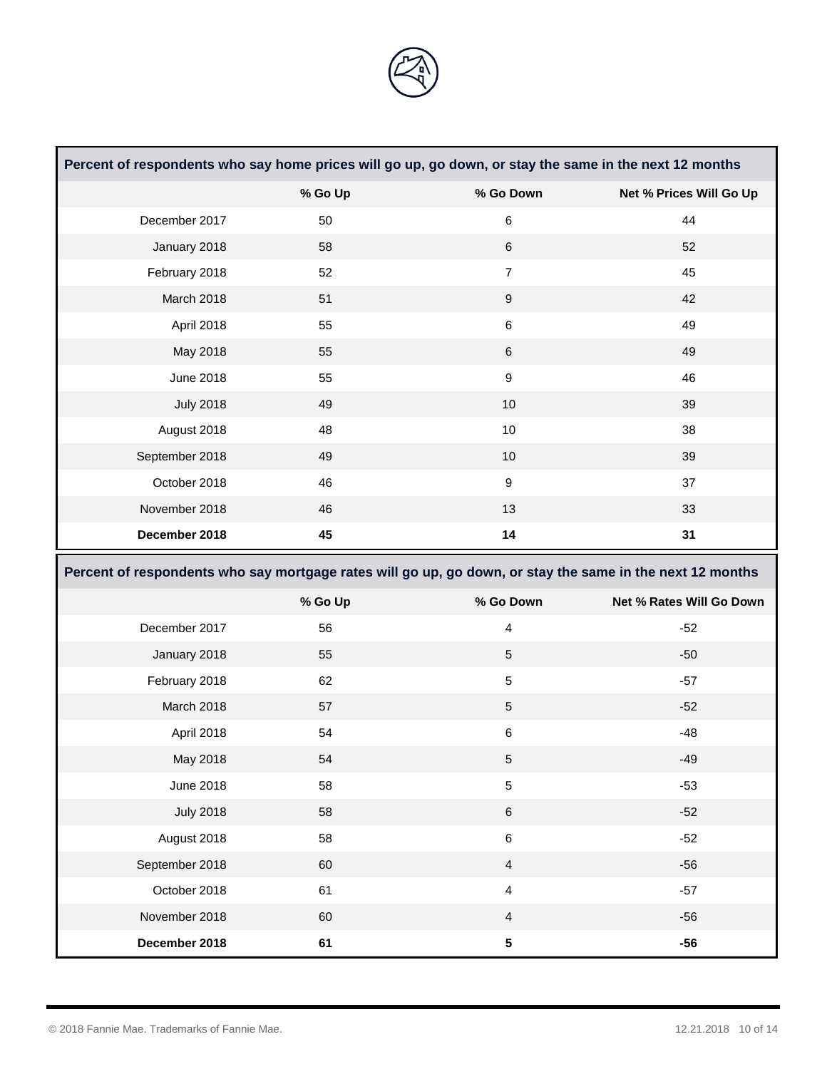| Percent of respondents who say home prices will go up, go down, or stay the same in the next 12 months | | | |
|---|---|---|---|
| | % Go Up | % Go Down | Net % Prices Will Go Up |
| December 2017 | 50 | 6 | 44 |
| January 2018 | 58 | 6 | 52 |
| February 2018 | 52 | 7 | 45 |
| March 2018 | 51 | 9 | 42 |
| April 2018 | 55 | 6 | 49 |
| May 2018 | 55 | 6 | 49 |
| June 2018 | 55 | 9 | 46 |
| July 2018 | 49 | 10 | 39 |
| August 2018 | 48 | 10 | 38 |
| September 2018 | 49 | 10 | 39 |
| October 2018 | 46 | 9 | 37 |
| November 2018 | 46 | 13 | 33 |
| **December 2018** | **45** | **14** | **31** |

| Percent of respondents who say mortgage rates will go up, go down, or stay the same in the next 12 months | | | |
|---|---|---|---|
| | % Go Up | % Go Down | Net % Rates Will Go Down |
| December 2017 | 56 | 4 | -52 |
| January 2018 | 55 | 5 | -50 |
| February 2018 | 62 | 5 | -57 |
| March 2018 | 57 | 5 | -52 |
| April 2018 | 54 | 6 | -48 |
| May 2018 | 54 | 5 | -49 |
| June 2018 | 58 | 5 | -53 |
| July 2018 | 58 | 6 | -52 |
| August 2018 | 58 | 6 | -52 |
| September 2018 | 60 | 4 | -56 |
| October 2018 | 61 | 4 | -57 |
| November 2018 | 60 | 4 | -56 |
| **December 2018** | **61** | **5** | **-56** |

© 2018 Fannie Mae. Trademarks of Fannie Mae.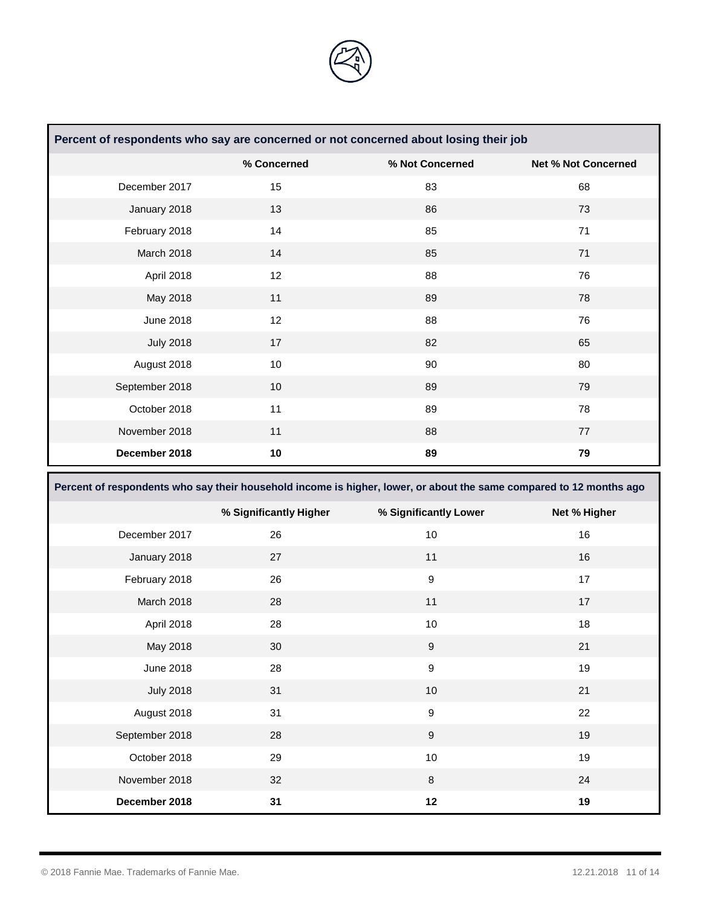| Percent of respondents who say are concerned or not concerned about losing their job | | | |
|---|---|---|---|
| | % Concerned | % Not Concerned | Net % Not Concerned |
| December 2017 | 15 | 83 | 68 |
| January 2018 | 13 | 86 | 73 |
| February 2018 | 14 | 85 | 71 |
| March 2018 | 14 | 85 | 71 |
| April 2018 | 12 | 88 | 76 |
| May 2018 | 11 | 89 | 78 |
| June 2018 | 12 | 88 | 76 |
| July 2018 | 17 | 82 | 65 |
| August 2018 | 10 | 90 | 80 |
| September 2018 | 10 | 89 | 79 |
| October 2018 | 11 | 89 | 78 |
| November 2018 | 11 | 88 | 77 |
| **December 2018** | **10** | **89** | **79** |

| Percent of respondents who say their household income is higher, lower, or about the same compared to 12 months ago | | | |
|---|---|---|---|
| | % Significantly Higher | % Significantly Lower | Net % Higher |
| December 2017 | 26 | 10 | 16 |
| January 2018 | 27 | 11 | 16 |
| February 2018 | 26 | 9 | 17 |
| March 2018 | 28 | 11 | 17 |
| April 2018 | 28 | 10 | 18 |
| May 2018 | 30 | 9 | 21 |
| June 2018 | 28 | 9 | 19 |
| July 2018 | 31 | 10 | 21 |
| August 2018 | 31 | 9 | 22 |
| September 2018 | 28 | 9 | 19 |
| October 2018 | 29 | 10 | 19 |
| November 2018 | 32 | 8 | 24 |
| **December 2018** | **31** | **12** | **19** |

© 2018 Fannie Mae. Trademarks of Fannie Mae.

12.21.2018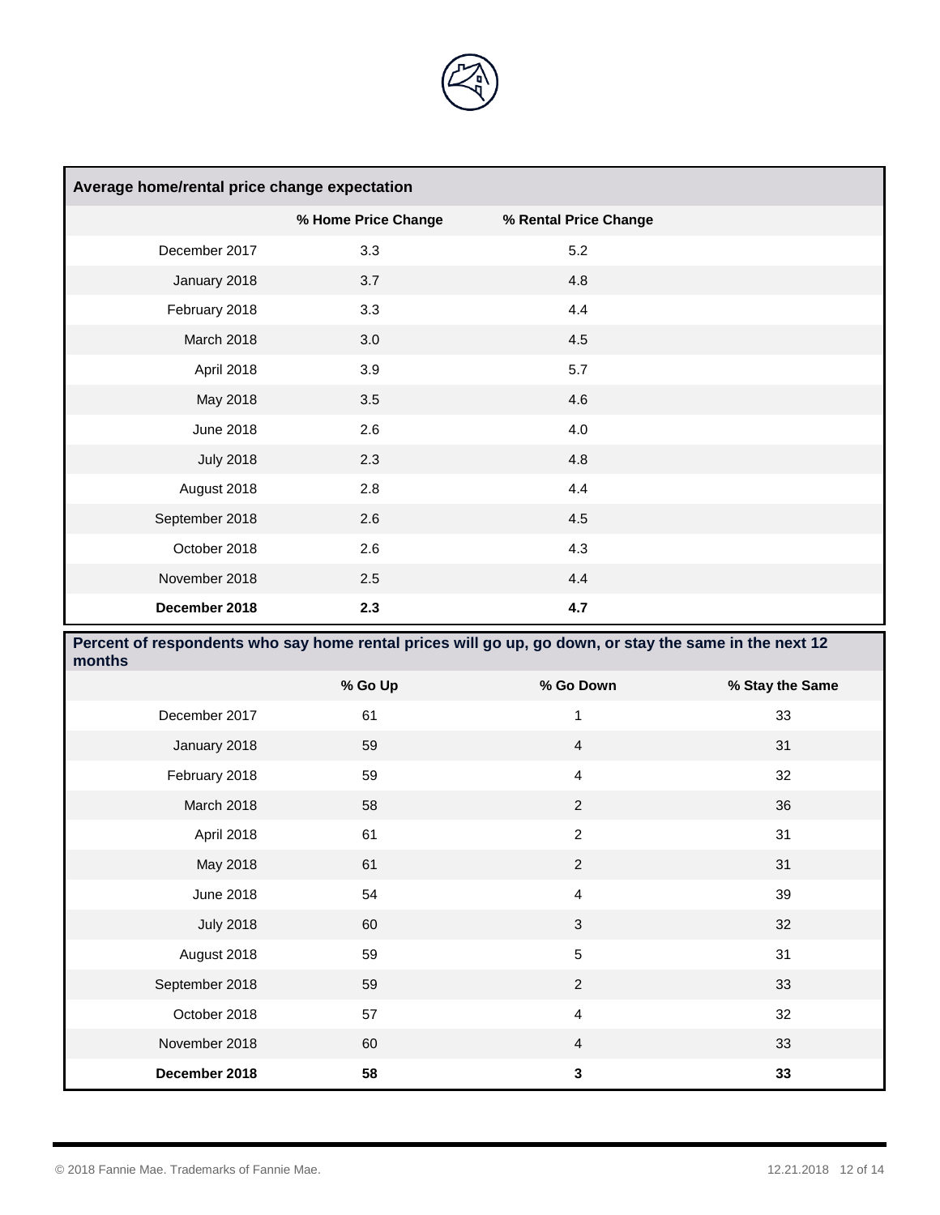| Average home/rental price change expectation | | |
|---|---|---|
| | % Home Price Change | % Rental Price Change |
| December 2017 | 3.3 | 5.2 |
| January 2018 | 3.7 | 4.8 |
| February 2018 | 3.3 | 4.4 |
| March 2018 | 3.0 | 4.5 |
| April 2018 | 3.9 | 5.7 |
| May 2018 | 3.5 | 4.6 |
| June 2018 | 2.6 | 4.0 |
| July 2018 | 2.3 | 4.8 |
| August 2018 | 2.8 | 4.4 |
| September 2018 | 2.6 | 4.5 |
| October 2018 | 2.6 | 4.3 |
| November 2018 | 2.5 | 4.4 |
| **December 2018** | **2.3** | **4.7** |

| Percent of respondents who say home rental prices will go up, go down, or stay the same in the next 12 months | | | |
|---|---|---|---|
| | % Go Up | % Go Down | % Stay the Same |
| December 2017 | 61 | 1 | 33 |
| January 2018 | 59 | 4 | 31 |
| February 2018 | 59 | 4 | 32 |
| March 2018 | 58 | 2 | 36 |
| April 2018 | 61 | 2 | 31 |
| May 2018 | 61 | 2 | 31 |
| June 2018 | 54 | 4 | 39 |
| July 2018 | 60 | 3 | 32 |
| August 2018 | 59 | 5 | 31 |
| September 2018 | 59 | 2 | 33 |
| October 2018 | 57 | 4 | 32 |
| November 2018 | 60 | 4 | 33 |
| **December 2018** | **58** | **3** | **33** |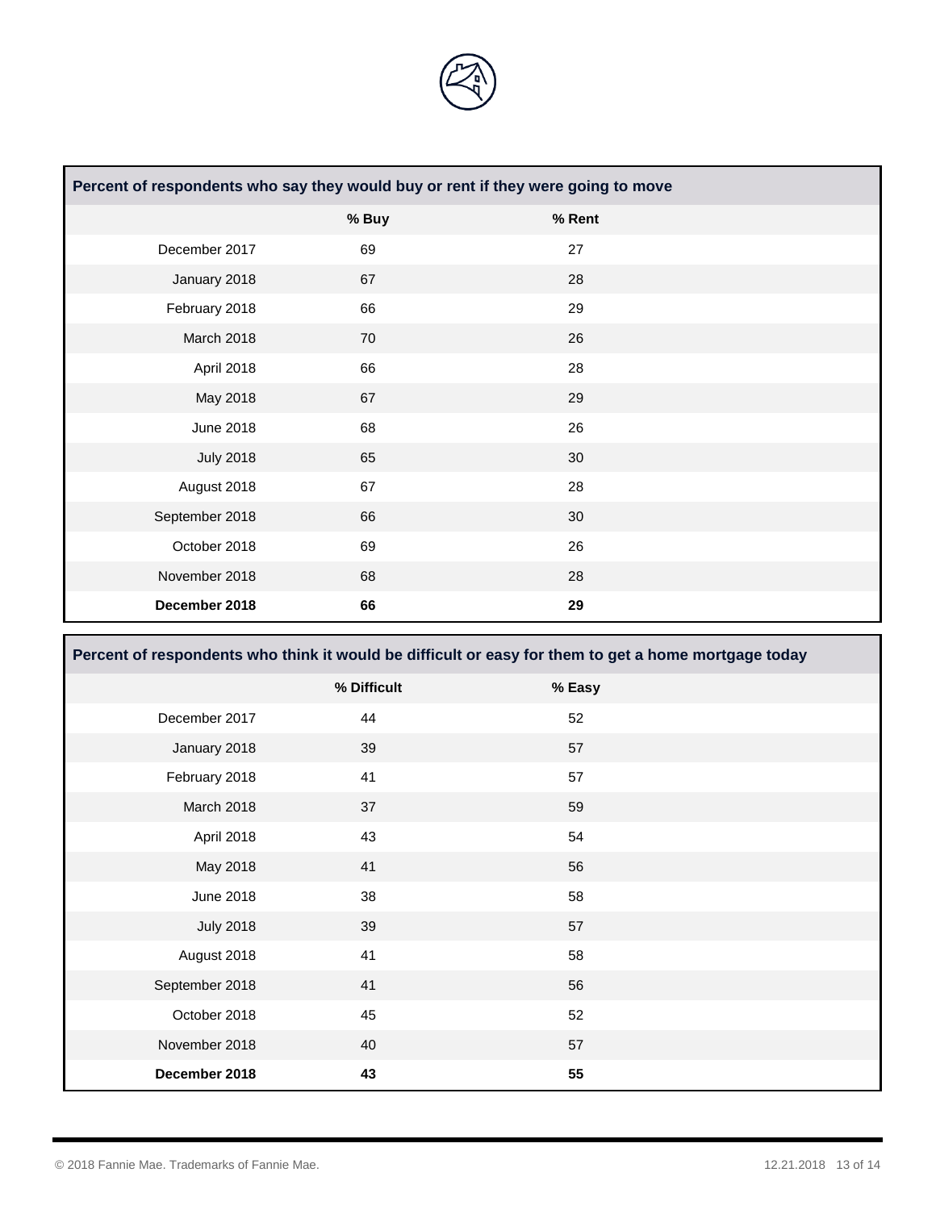| Percent of respondents who say they would buy or rent if they were going to move | | |
|---|---|---|
| | **% Buy** | **% Rent** |
| December 2017 | 69 | 27 |
| January 2018 | 67 | 28 |
| February 2018 | 66 | 29 |
| March 2018 | 70 | 26 |
| April 2018 | 66 | 28 |
| May 2018 | 67 | 29 |
| June 2018 | 68 | 26 |
| July 2018 | 65 | 30 |
| August 2018 | 67 | 28 |
| September 2018 | 66 | 30 |
| October 2018 | 69 | 26 |
| November 2018 | 68 | 28 |
| **December 2018** | **66** | **29** |

| Percent of respondents who think it would be difficult or easy for them to get a home mortgage today | | |
|---|---|---|
| | **% Difficult** | **% Easy** |
| December 2017 | 44 | 52 |
| January 2018 | 39 | 57 |
| February 2018 | 41 | 57 |
| March 2018 | 37 | 59 |
| April 2018 | 43 | 54 |
| May 2018 | 41 | 56 |
| June 2018 | 38 | 58 |
| July 2018 | 39 | 57 |
| August 2018 | 41 | 58 |
| September 2018 | 41 | 56 |
| October 2018 | 45 | 52 |
| November 2018 | 40 | 57 |
| **December 2018** | **43** | **55** |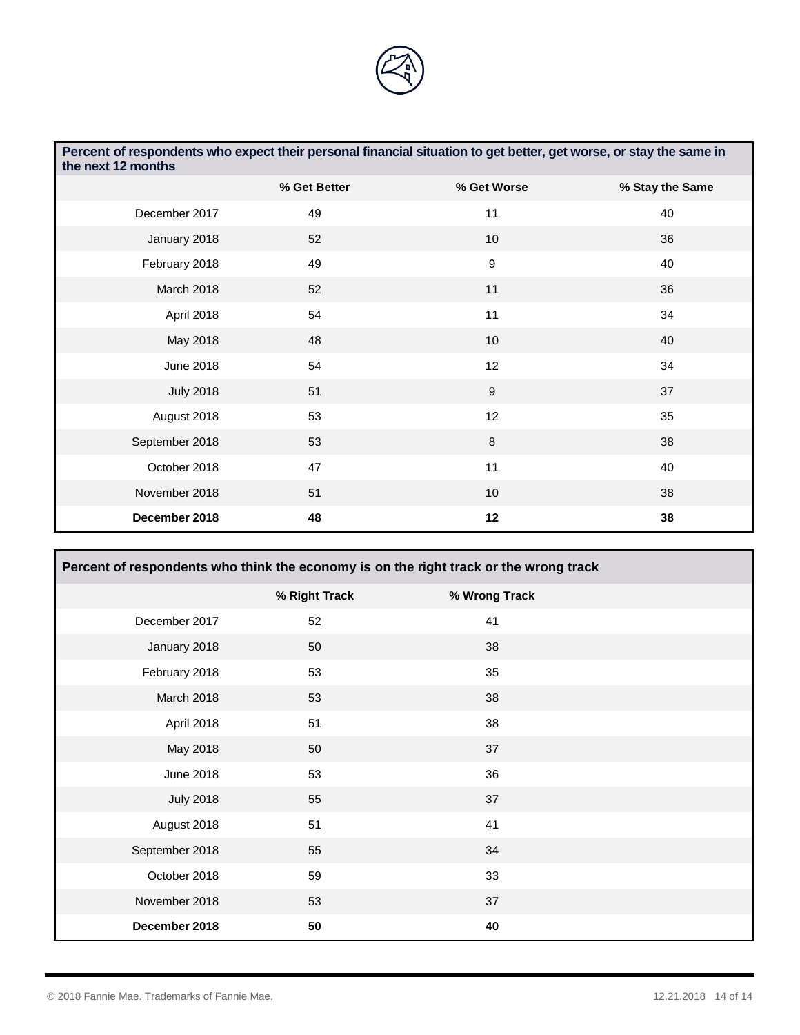| Percent of respondents who expect their personal financial situation to get better, get worse, or stay the same in the next 12 months | | | |
|---|---|---|---|
| | % Get Better | % Get Worse | % Stay the Same |
| December 2017 | 49 | 11 | 40 |
| January 2018 | 52 | 10 | 36 |
| February 2018 | 49 | 9 | 40 |
| March 2018 | 52 | 11 | 36 |
| April 2018 | 54 | 11 | 34 |
| May 2018 | 48 | 10 | 40 |
| June 2018 | 54 | 12 | 34 |
| July 2018 | 51 | 9 | 37 |
| August 2018 | 53 | 12 | 35 |
| September 2018 | 53 | 8 | 38 |
| October 2018 | 47 | 11 | 40 |
| November 2018 | 51 | 10 | 38 |
| **December 2018** | **48** | **12** | **38** |

| Percent of respondents who think the economy is on the right track or the wrong track | | |
|---|---|---|
| | % Right Track | % Wrong Track |
| December 2017 | 52 | 41 |
| January 2018 | 50 | 38 |
| February 2018 | 53 | 35 |
| March 2018 | 53 | 38 |
| April 2018 | 51 | 38 |
| May 2018 | 50 | 37 |
| June 2018 | 53 | 36 |
| July 2018 | 55 | 37 |
| August 2018 | 51 | 41 |
| September 2018 | 55 | 34 |
| October 2018 | 59 | 33 |
| November 2018 | 53 | 37 |
| **December 2018** | **50** | **40** |

© 2018 Fannie Mae. Trademarks of Fannie Mae.

12.21.2018